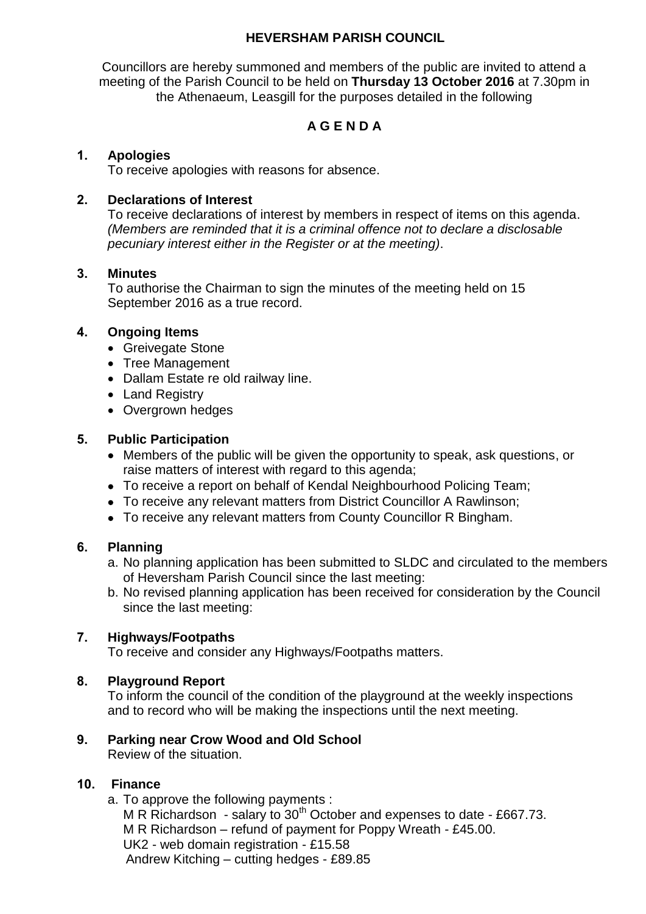# HEVERSHAM PARISH COUNCIL

Councillors are hereby summoned and members of the public are invited to attend a meeting of the Parish Council to be held on **Thursday 13 October 2016** at 7.30pm in the Athenaeum, Leasgill for the purposes detailed in the following

## A G E N D A

### 1. Apologies

To receive apologies with reasons for absence.

### 2. Declarations of Interest

To receive declarations of interest by members in respect of items on this agenda. *(Members are reminded that it is a criminal offence not to declare a disclosable pecuniary interest either in the Register or at the meeting)*.

### 3. Minutes

To authorise the Chairman to sign the minutes of the meeting held on 15 September 2016 as a true record.

### 4. Ongoing Items

- Greivegate Stone
- Tree Management
- Dallam Estate re old railway line.
- Land Registry
- Overgrown hedges

### 5. Public Participation

- Members of the public will be given the opportunity to speak, ask questions, or raise matters of interest with regard to this agenda;
- To receive a report on behalf of Kendal Neighbourhood Policing Team;
- To receive any relevant matters from District Councillor A Rawlinson;
- To receive any relevant matters from County Councillor R Bingham.

### 6. Planning

a. No planning application has been submitted to SLDC and circulated to the members of Heversham Parish Council since the last meeting:
b. No revised planning application has been received for consideration by the Council since the last meeting:

### 7. Highways/Footpaths

To receive and consider any Highways/Footpaths matters.

### 8. Playground Report

To inform the council of the condition of the playground at the weekly inspections and to record who will be making the inspections until the next meeting.

### 9. Parking near Crow Wood and Old School

Review of the situation.

### 10. Finance

a. To approve the following payments :
   M R Richardson - salary to 30th October and expenses to date - £667.73.
   M R Richardson – refund of payment for Poppy Wreath - £45.00.
   UK2 - web domain registration - £15.58
   Andrew Kitching – cutting hedges - £89.85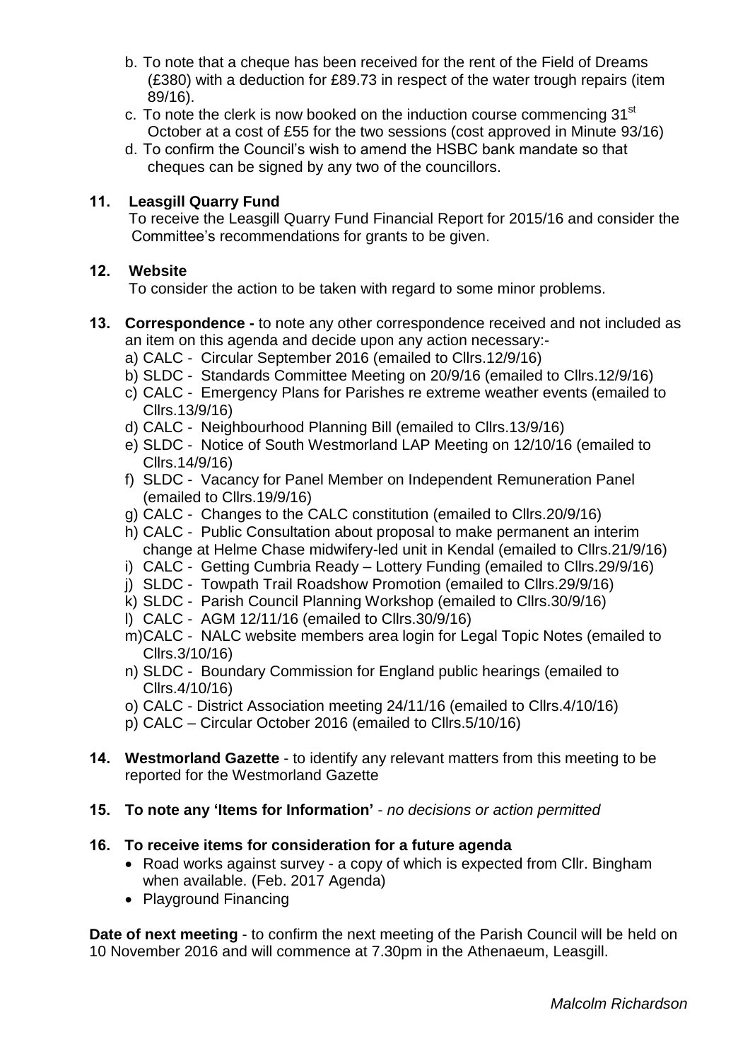b. To note that a cheque has been received for the rent of the Field of Dreams (£380) with a deduction for £89.73 in respect of the water trough repairs (item 89/16).

c. To note the clerk is now booked on the induction course commencing 31st October at a cost of £55 for the two sessions (cost approved in Minute 93/16)

d. To confirm the Council's wish to amend the HSBC bank mandate so that cheques can be signed by any two of the councillors.

**11. Leasgill Quarry Fund**

To receive the Leasgill Quarry Fund Financial Report for 2015/16 and consider the Committee's recommendations for grants to be given.

**12. Website**

To consider the action to be taken with regard to some minor problems.

**13. Correspondence -** to note any other correspondence received and not included as an item on this agenda and decide upon any action necessary:-

a) CALC - Circular September 2016 (emailed to Cllrs.12/9/16)
b) SLDC - Standards Committee Meeting on 20/9/16 (emailed to Cllrs.12/9/16)
c) CALC - Emergency Plans for Parishes re extreme weather events (emailed to Cllrs.13/9/16)
d) CALC - Neighbourhood Planning Bill (emailed to Cllrs.13/9/16)
e) SLDC - Notice of South Westmorland LAP Meeting on 12/10/16 (emailed to Cllrs.14/9/16)
f) SLDC - Vacancy for Panel Member on Independent Remuneration Panel (emailed to Cllrs.19/9/16)
g) CALC - Changes to the CALC constitution (emailed to Cllrs.20/9/16)
h) CALC - Public Consultation about proposal to make permanent an interim change at Helme Chase midwifery-led unit in Kendal (emailed to Cllrs.21/9/16)
i) CALC - Getting Cumbria Ready – Lottery Funding (emailed to Cllrs.29/9/16)
j) SLDC - Towpath Trail Roadshow Promotion (emailed to Cllrs.29/9/16)
k) SLDC - Parish Council Planning Workshop (emailed to Cllrs.30/9/16)
l) CALC - AGM 12/11/16 (emailed to Cllrs.30/9/16)
m) CALC - NALC website members area login for Legal Topic Notes (emailed to Cllrs.3/10/16)
n) SLDC - Boundary Commission for England public hearings (emailed to Cllrs.4/10/16)
o) CALC - District Association meeting 24/11/16 (emailed to Cllrs.4/10/16)
p) CALC – Circular October 2016 (emailed to Cllrs.5/10/16)

**14. Westmorland Gazette** - to identify any relevant matters from this meeting to be reported for the Westmorland Gazette

**15. To note any 'Items for Information'** - *no decisions or action permitted*

**16. To receive items for consideration for a future agenda**

- Road works against survey - a copy of which is expected from Cllr. Bingham when available. (Feb. 2017 Agenda)
- Playground Financing

**Date of next meeting** - to confirm the next meeting of the Parish Council will be held on 10 November 2016 and will commence at 7.30pm in the Athenaeum, Leasgill.

*Malcolm Richardson*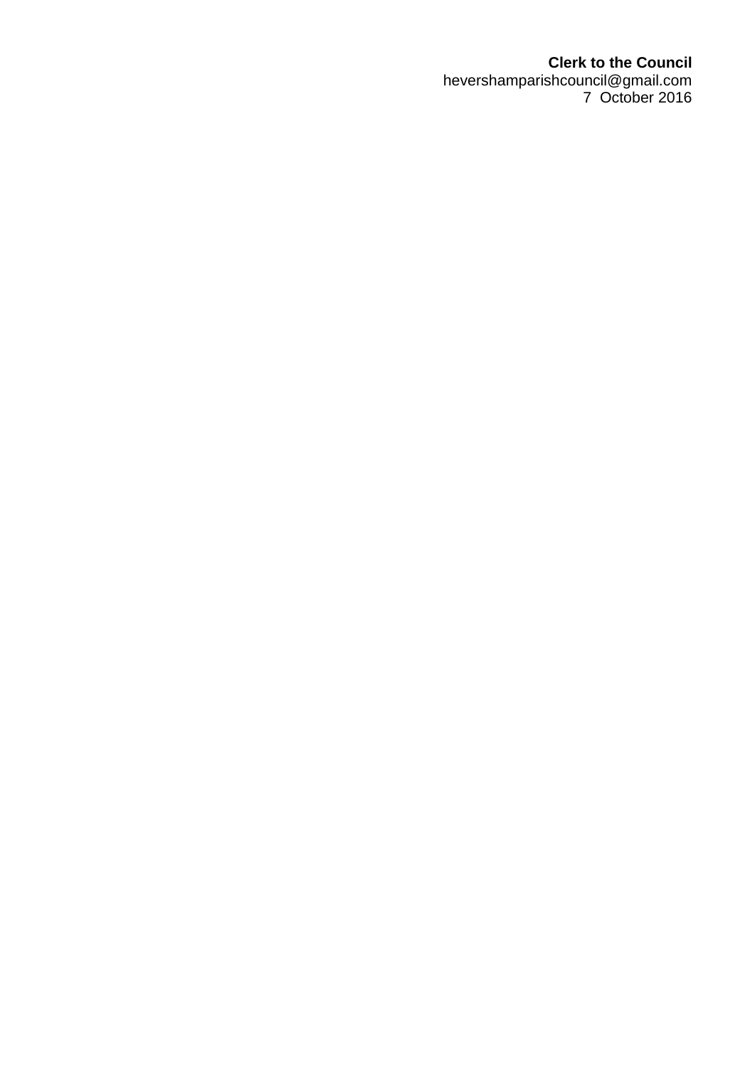**Clerk to the Council**
hevershamparishcouncil@gmail.com
7 October 2016